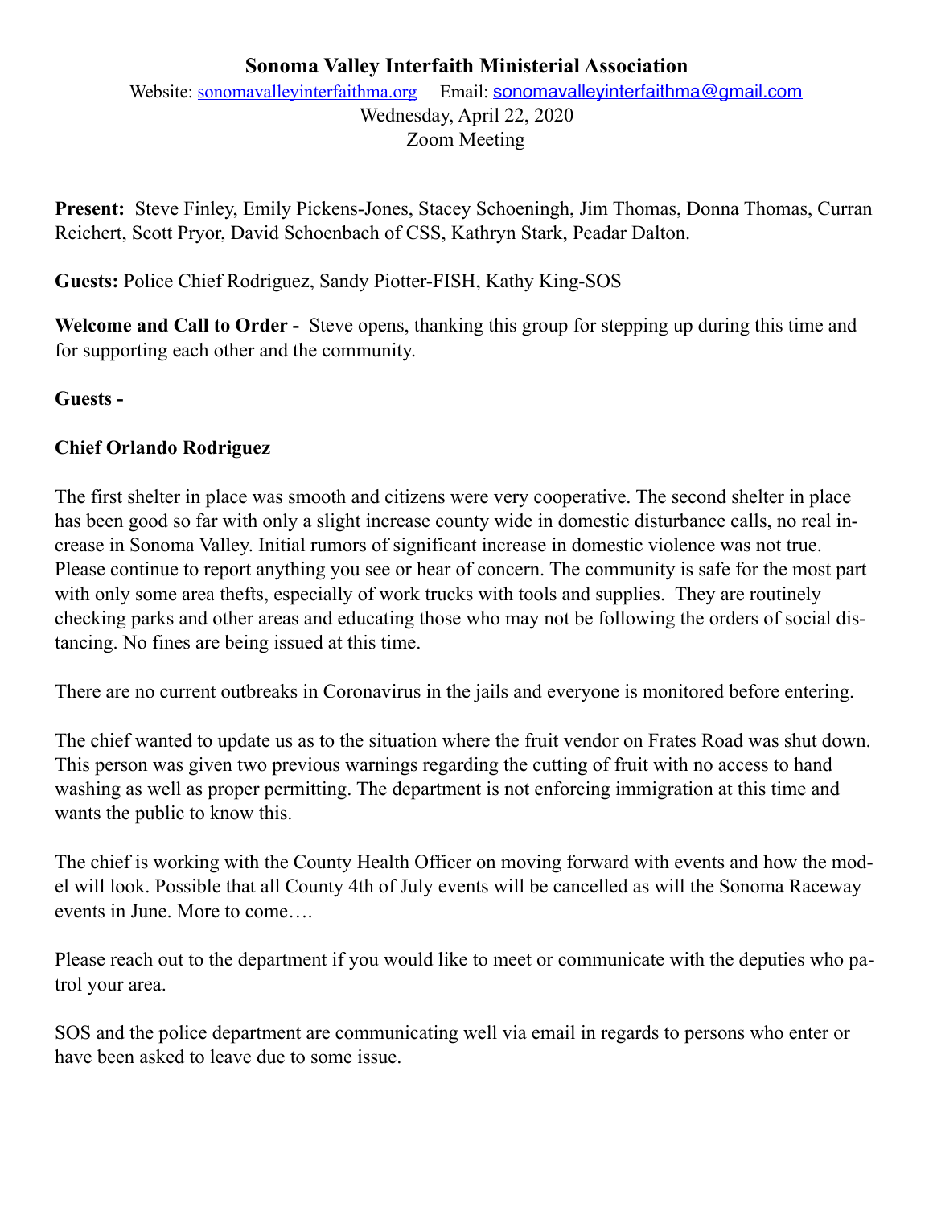# Sonoma Valley Interfaith Ministerial Association

Website: sonomavalleyinterfaithma.org Email: sonomavalleyinterfaithma@gmail.com

Wednesday, April 22, 2020

Zoom Meeting

**Present:** Steve Finley, Emily Pickens-Jones, Stacey Schoeningh, Jim Thomas, Donna Thomas, Curran Reichert, Scott Pryor, David Schoenbach of CSS, Kathryn Stark, Peadar Dalton.

**Guests:** Police Chief Rodriguez, Sandy Piotter-FISH, Kathy King-SOS

**Welcome and Call to Order -** Steve opens, thanking this group for stepping up during this time and for supporting each other and the community.

**Guests -**

**Chief Orlando Rodriguez**

The first shelter in place was smooth and citizens were very cooperative. The second shelter in place has been good so far with only a slight increase county wide in domestic disturbance calls, no real increase in Sonoma Valley. Initial rumors of significant increase in domestic violence was not true. Please continue to report anything you see or hear of concern. The community is safe for the most part with only some area thefts, especially of work trucks with tools and supplies. They are routinely checking parks and other areas and educating those who may not be following the orders of social distancing. No fines are being issued at this time.

There are no current outbreaks in Coronavirus in the jails and everyone is monitored before entering.

The chief wanted to update us as to the situation where the fruit vendor on Frates Road was shut down. This person was given two previous warnings regarding the cutting of fruit with no access to hand washing as well as proper permitting. The department is not enforcing immigration at this time and wants the public to know this.

The chief is working with the County Health Officer on moving forward with events and how the model will look. Possible that all County 4th of July events will be cancelled as will the Sonoma Raceway events in June. More to come….

Please reach out to the department if you would like to meet or communicate with the deputies who patrol your area.

SOS and the police department are communicating well via email in regards to persons who enter or have been asked to leave due to some issue.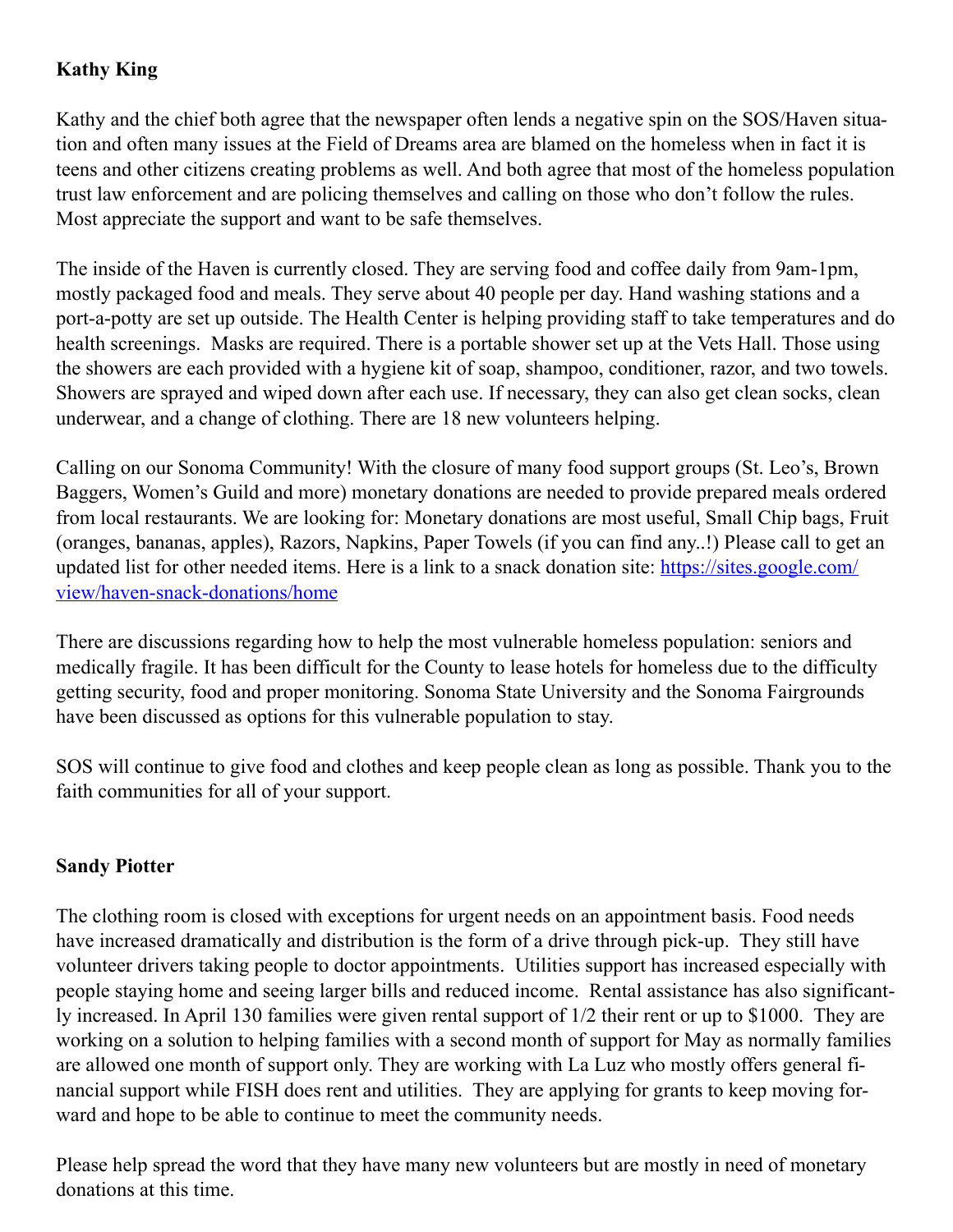**Kathy King**

Kathy and the chief both agree that the newspaper often lends a negative spin on the SOS/Haven situation and often many issues at the Field of Dreams area are blamed on the homeless when in fact it is teens and other citizens creating problems as well. And both agree that most of the homeless population trust law enforcement and are policing themselves and calling on those who don't follow the rules. Most appreciate the support and want to be safe themselves.

The inside of the Haven is currently closed. They are serving food and coffee daily from 9am-1pm, mostly packaged food and meals. They serve about 40 people per day. Hand washing stations and a port-a-potty are set up outside. The Health Center is helping providing staff to take temperatures and do health screenings. Masks are required. There is a portable shower set up at the Vets Hall. Those using the showers are each provided with a hygiene kit of soap, shampoo, conditioner, razor, and two towels. Showers are sprayed and wiped down after each use. If necessary, they can also get clean socks, clean underwear, and a change of clothing. There are 18 new volunteers helping.

Calling on our Sonoma Community! With the closure of many food support groups (St. Leo's, Brown Baggers, Women's Guild and more) monetary donations are needed to provide prepared meals ordered from local restaurants. We are looking for: Monetary donations are most useful, Small Chip bags, Fruit (oranges, bananas, apples), Razors, Napkins, Paper Towels (if you can find any..!) Please call to get an updated list for other needed items. Here is a link to a snack donation site: [https://sites.google.com/view/haven-snack-donations/home](https://sites.google.com/view/haven-snack-donations/home)

There are discussions regarding how to help the most vulnerable homeless population: seniors and medically fragile. It has been difficult for the County to lease hotels for homeless due to the difficulty getting security, food and proper monitoring. Sonoma State University and the Sonoma Fairgrounds have been discussed as options for this vulnerable population to stay.

SOS will continue to give food and clothes and keep people clean as long as possible. Thank you to the faith communities for all of your support.

**Sandy Piotter**

The clothing room is closed with exceptions for urgent needs on an appointment basis. Food needs have increased dramatically and distribution is the form of a drive through pick-up. They still have volunteer drivers taking people to doctor appointments. Utilities support has increased especially with people staying home and seeing larger bills and reduced income. Rental assistance has also significantly increased. In April 130 families were given rental support of 1/2 their rent or up to $1000. They are working on a solution to helping families with a second month of support for May as normally families are allowed one month of support only. They are working with La Luz who mostly offers general financial support while FISH does rent and utilities. They are applying for grants to keep moving forward and hope to be able to continue to meet the community needs.

Please help spread the word that they have many new volunteers but are mostly in need of monetary donations at this time.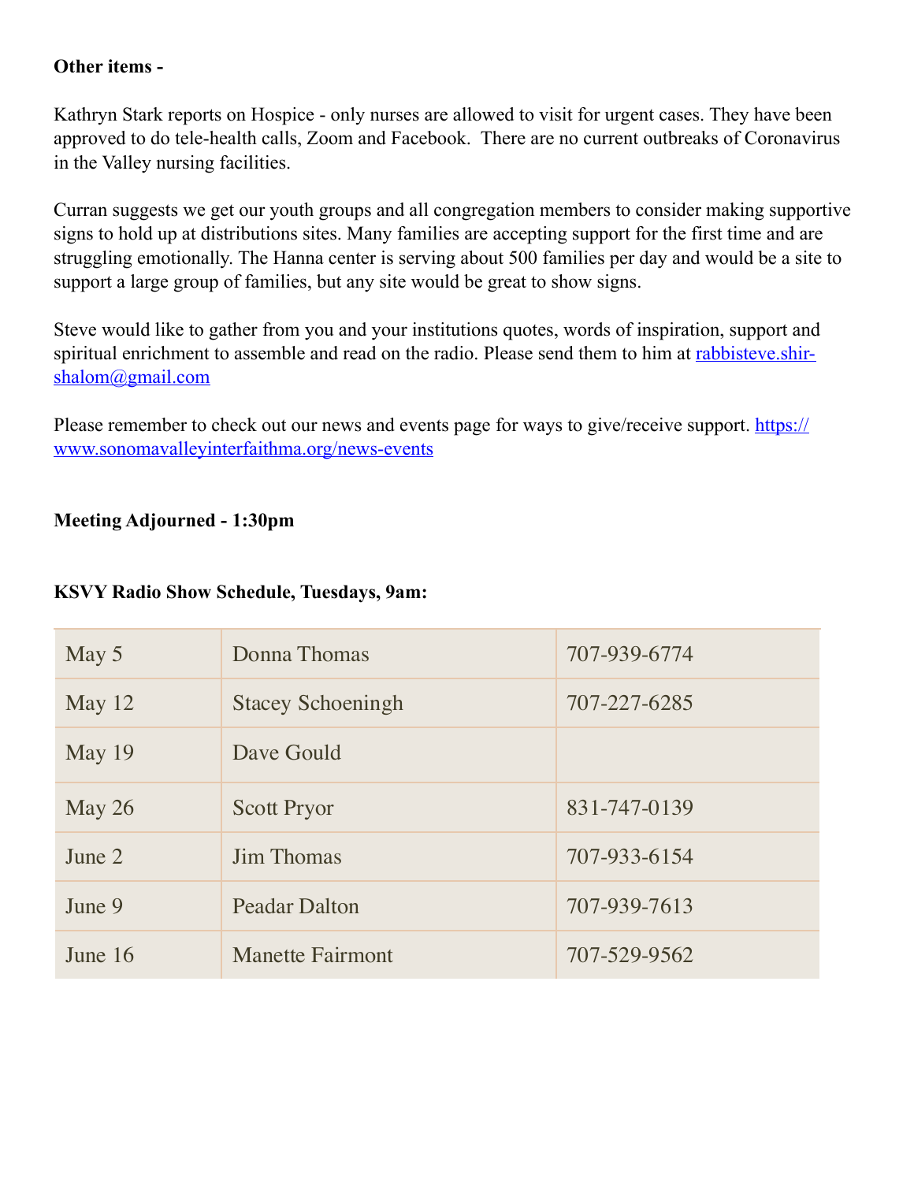**Other items -**

Kathryn Stark reports on Hospice - only nurses are allowed to visit for urgent cases. They have been approved to do tele-health calls, Zoom and Facebook. There are no current outbreaks of Coronavirus in the Valley nursing facilities.

Curran suggests we get our youth groups and all congregation members to consider making supportive signs to hold up at distributions sites. Many families are accepting support for the first time and are struggling emotionally. The Hanna center is serving about 500 families per day and would be a site to support a large group of families, but any site would be great to show signs.

Steve would like to gather from you and your institutions quotes, words of inspiration, support and spiritual enrichment to assemble and read on the radio. Please send them to him at rabbisteve.shir-shalom@gmail.com

Please remember to check out our news and events page for ways to give/receive support. https://www.sonomavalleyinterfaithma.org/news-events

**Meeting Adjourned - 1:30pm**

**KSVY Radio Show Schedule, Tuesdays, 9am:**

| | | |
|---|---|---|
| May 5 | Donna Thomas | 707-939-6774 |
| May 12 | Stacey Schoeningh | 707-227-6285 |
| May 19 | Dave Gould | |
| May 26 | Scott Pryor | 831-747-0139 |
| June 2 | Jim Thomas | 707-933-6154 |
| June 9 | Peadar Dalton | 707-939-7613 |
| June 16 | Manette Fairmont | 707-529-9562 |